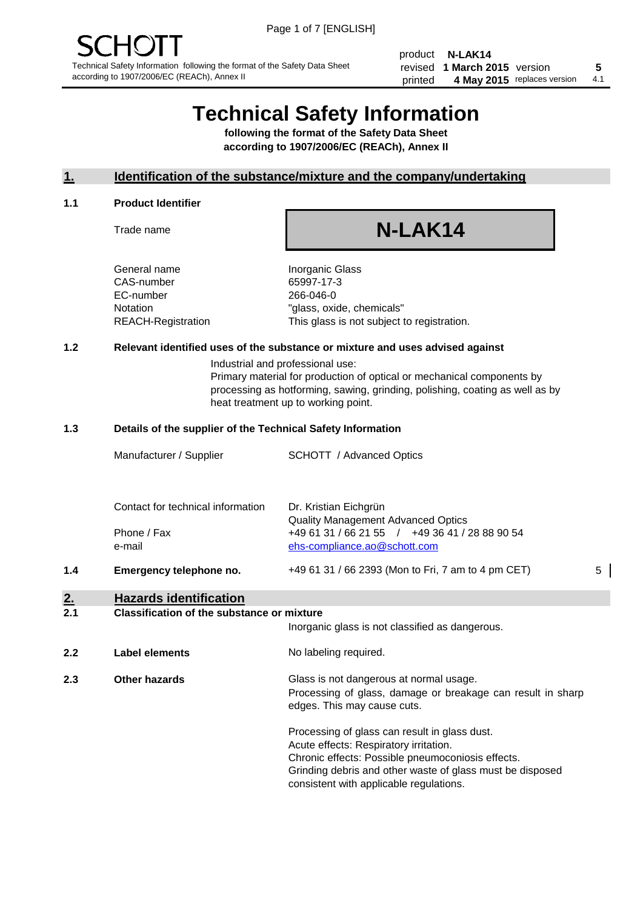SCHOTT

Technical Safety Information following the format of the Safety Data Sheet according to 1907/2006/EC (REACh), Annex II

| product | N-LAK14 | | |
|---|---|---|---|
| revised | 1 March 2015 | version | 5 |
| printed | 4 May 2015 | replaces version | 4.1 |

# Technical Safety Information

**following the format of the Safety Data Sheet according to 1907/2006/EC (REACh), Annex II**

## 1. Identification of the substance/mixture and the company/undertaking

### 1.1 Product Identifier

| | |
|---|---|
| Trade name | **N-LAK14** |
| General name | Inorganic Glass |
| CAS-number | 65997-17-3 |
| EC-number | 266-046-0 |
| Notation | "glass, oxide, chemicals" |
| REACH-Registration | This glass is not subject to registration. |

### 1.2 Relevant identified uses of the substance or mixture and uses advised against

Industrial and professional use:
Primary material for production of optical or mechanical components by processing as hotforming, sawing, grinding, polishing, coating as well as by heat treatment up to working point.

### 1.3 Details of the supplier of the Technical Safety Information

| | |
|---|---|
| Manufacturer / Supplier | SCHOTT / Advanced Optics |
| Contact for technical information | Dr. Kristian Eichgrün<br>Quality Management Advanced Optics |
| Phone / Fax | +49 61 31 / 66 21 55 / +49 36 41 / 28 88 90 54 |
| e-mail | ehs-compliance.ao@schott.com |

### 1.4 Emergency telephone no.

+49 61 31 / 66 2393 (Mon to Fri, 7 am to 4 pm CET) 5

## 2. Hazards identification

### 2.1 Classification of the substance or mixture

Inorganic glass is not classified as dangerous.

### 2.2 Label elements

No labeling required.

### 2.3 Other hazards

Glass is not dangerous at normal usage.
Processing of glass, damage or breakage can result in sharp edges. This may cause cuts.

Processing of glass can result in glass dust.
Acute effects: Respiratory irritation.
Chronic effects: Possible pneumoconiosis effects.
Grinding debris and other waste of glass must be disposed consistent with applicable regulations.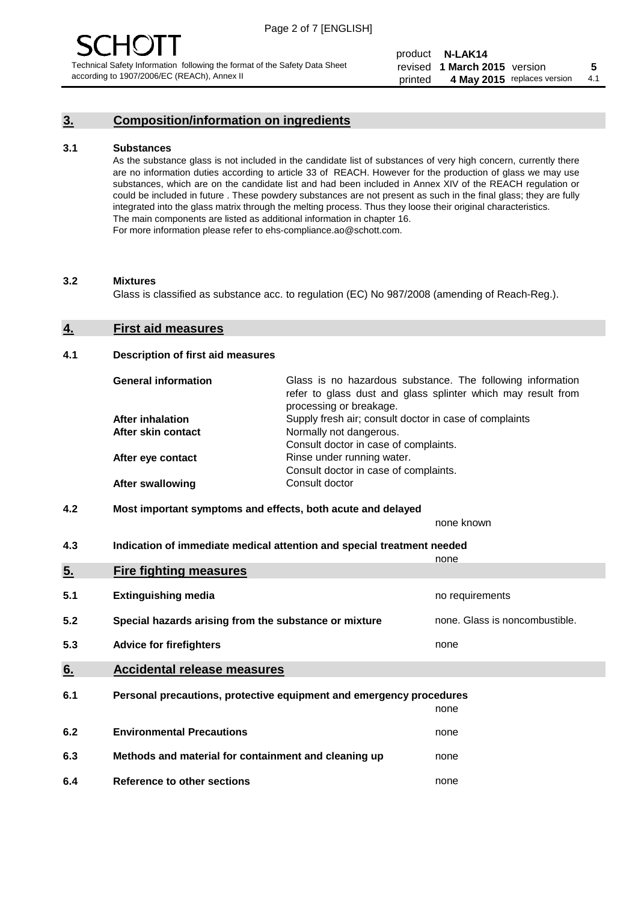## 3. Composition/information on ingredients

### 3.1 Substances

As the substance glass is not included in the candidate list of substances of very high concern, currently there are no information duties according to article 33 of REACH. However for the production of glass we may use substances, which are on the candidate list and had been included in Annex XIV of the REACH regulation or could be included in future . These powdery substances are not present as such in the final glass; they are fully integrated into the glass matrix through the melting process. Thus they loose their original characteristics. The main components are listed as additional information in chapter 16.
For more information please refer to ehs-compliance.ao@schott.com.

### 3.2 Mixtures

Glass is classified as substance acc. to regulation (EC) No 987/2008 (amending of Reach-Reg.).

## 4. First aid measures

### 4.1 Description of first aid measures

| | |
|---|---|
| **General information** | Glass is no hazardous substance. The following information refer to glass dust and glass splinter which may result from processing or breakage. |
| **After inhalation** | Supply fresh air; consult doctor in case of complaints |
| **After skin contact** | Normally not dangerous. Consult doctor in case of complaints. |
| **After eye contact** | Rinse under running water. Consult doctor in case of complaints. |
| **After swallowing** | Consult doctor |

### 4.2 Most important symptoms and effects, both acute and delayed

none known

### 4.3 Indication of immediate medical attention and special treatment needed

none

## 5. Fire fighting measures

| | | |
|---|---|---|
| 5.1 | **Extinguishing media** | no requirements |
| 5.2 | **Special hazards arising from the substance or mixture** | none. Glass is noncombustible. |
| 5.3 | **Advice for firefighters** | none |

## 6. Accidental release measures

| | | |
|---|---|---|
| 6.1 | **Personal precautions, protective equipment and emergency procedures** | none |
| 6.2 | **Environmental Precautions** | none |
| 6.3 | **Methods and material for containment and cleaning up** | none |
| 6.4 | **Reference to other sections** | none |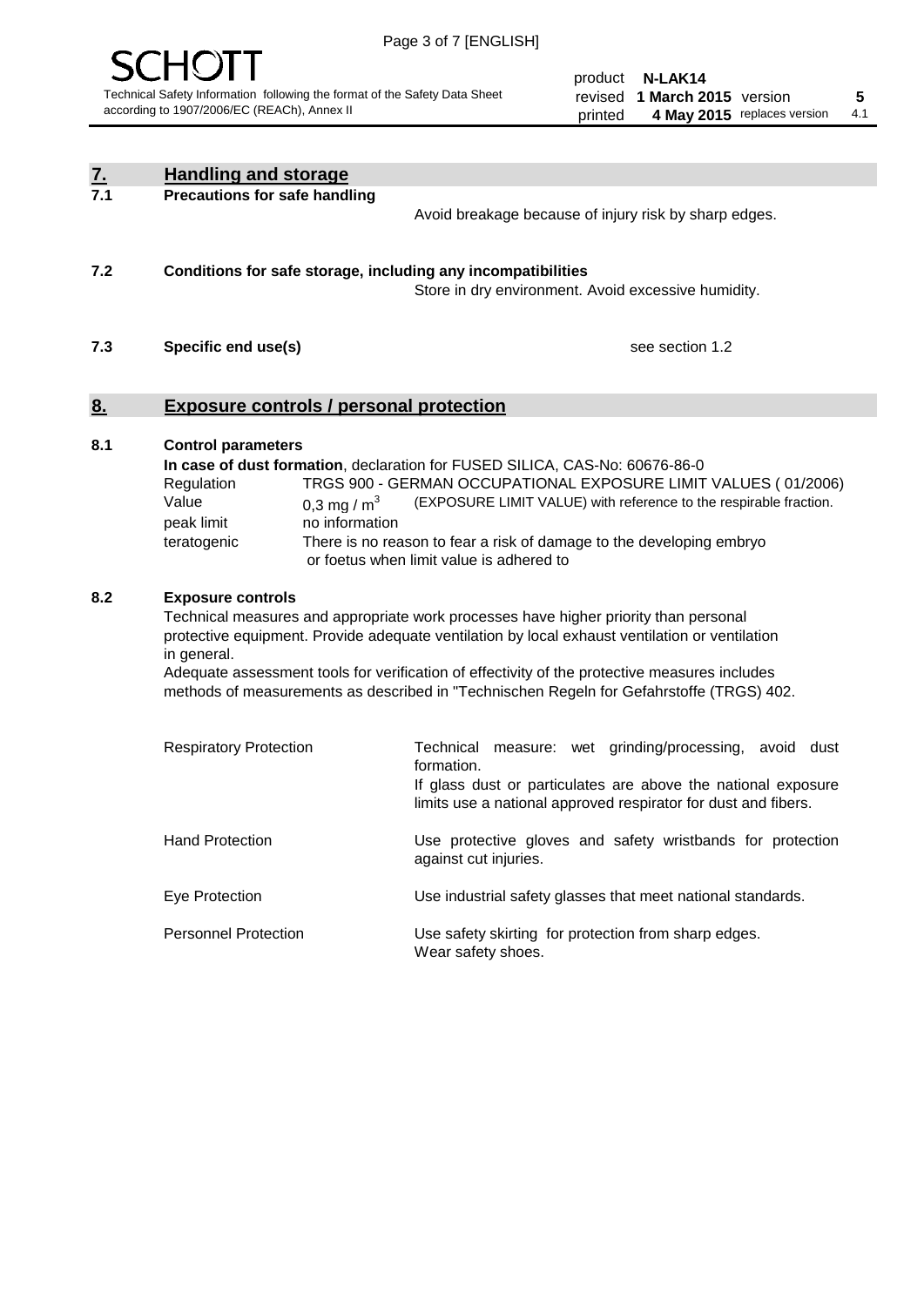## 7. Handling and storage

### 7.1 Precautions for safe handling

Avoid breakage because of injury risk by sharp edges.

### 7.2 Conditions for safe storage, including any incompatibilities

Store in dry environment. Avoid excessive humidity.

### 7.3 Specific end use(s)

see section 1.2

## 8. Exposure controls / personal protection

### 8.1 Control parameters

**In case of dust formation**, declaration for FUSED SILICA, CAS-No: 60676-86-0

| | |
|---|---|
| Regulation | TRGS 900 - GERMAN OCCUPATIONAL EXPOSURE LIMIT VALUES ( 01/2006) |
| Value | 0,3 mg / $m^3$ (EXPOSURE LIMIT VALUE) with reference to the respirable fraction. |
| peak limit | no information |
| teratogenic | There is no reason to fear a risk of damage to the developing embryo or foetus when limit value is adhered to |

### 8.2 Exposure controls

Technical measures and appropriate work processes have higher priority than personal protective equipment. Provide adequate ventilation by local exhaust ventilation or ventilation in general.
Adequate assessment tools for verification of effectivity of the protective measures includes methods of measurements as described in "Technischen Regeln for Gefahrstoffe (TRGS) 402.

| | |
|---|---|
| Respiratory Protection | Technical measure: wet grinding/processing, avoid dust formation. If glass dust or particulates are above the national exposure limits use a national approved respirator for dust and fibers. |
| Hand Protection | Use protective gloves and safety wristbands for protection against cut injuries. |
| Eye Protection | Use industrial safety glasses that meet national standards. |
| Personnel Protection | Use safety skirting for protection from sharp edges. Wear safety shoes. |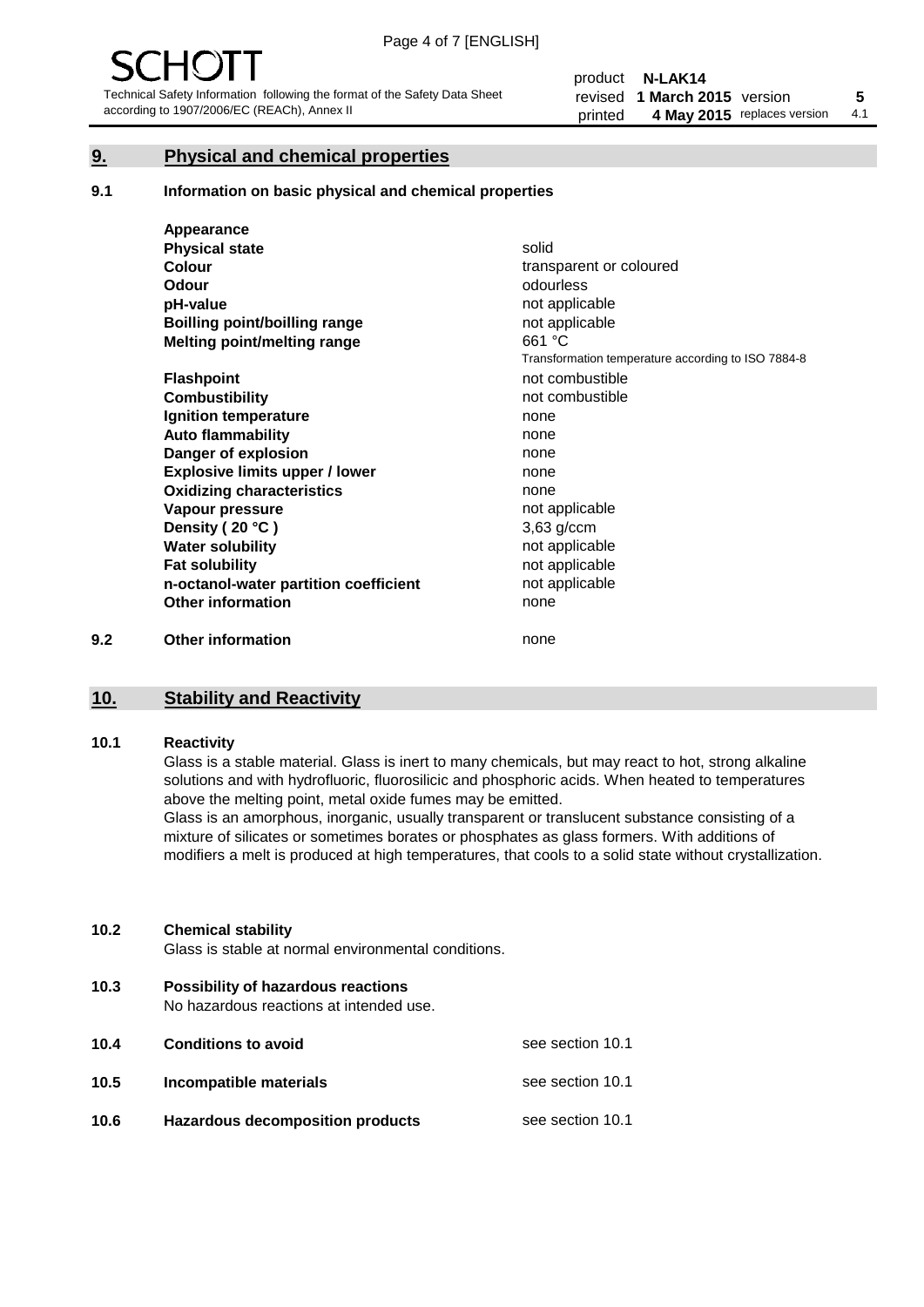## 9. Physical and chemical properties

### 9.1 Information on basic physical and chemical properties

| | |
|---|---|
| **Appearance** | |
| **Physical state** | solid |
| **Colour** | transparent or coloured |
| **Odour** | odourless |
| **pH-value** | not applicable |
| **Boilling point/boilling range** | not applicable |
| **Melting point/melting range** | 661 °C<br>Transformation temperature according to ISO 7884-8 |
| **Flashpoint** | not combustible |
| **Combustibility** | not combustible |
| **Ignition temperature** | none |
| **Auto flammability** | none |
| **Danger of explosion** | none |
| **Explosive limits upper / lower** | none |
| **Oxidizing characteristics** | none |
| **Vapour pressure** | not applicable |
| **Density ( 20 °C )** | 3,63 g/ccm |
| **Water solubility** | not applicable |
| **Fat solubility** | not applicable |
| **n-octanol-water partition coefficient** | not applicable |
| **Other information** | none |

### 9.2 Other information

none

## 10. Stability and Reactivity

### 10.1 Reactivity

Glass is a stable material. Glass is inert to many chemicals, but may react to hot, strong alkaline solutions and with hydrofluoric, fluorosilicic and phosphoric acids. When heated to temperatures above the melting point, metal oxide fumes may be emitted.

Glass is an amorphous, inorganic, usually transparent or translucent substance consisting of a mixture of silicates or sometimes borates or phosphates as glass formers. With additions of modifiers a melt is produced at high temperatures, that cools to a solid state without crystallization.

### 10.2 Chemical stability

Glass is stable at normal environmental conditions.

### 10.3 Possibility of hazardous reactions

No hazardous reactions at intended use.

| | | |
|---|---|---|
| **10.4** | **Conditions to avoid** | see section 10.1 |
| **10.5** | **Incompatible materials** | see section 10.1 |
| **10.6** | **Hazardous decomposition products** | see section 10.1 |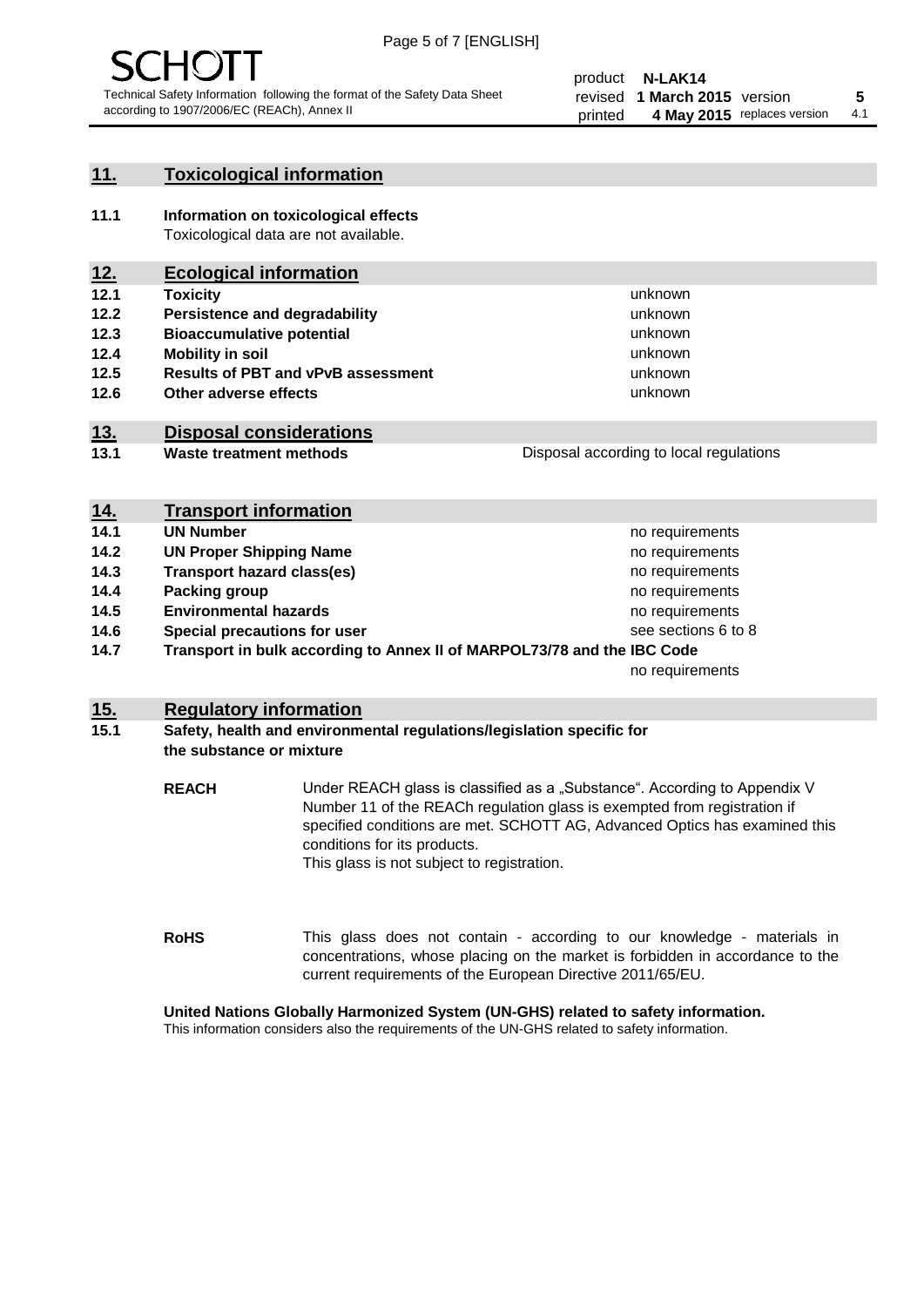## 11. Toxicological information

**11.1 Information on toxicological effects**
Toxicological data are not available.

## 12. Ecological information

| | | |
|---|---|---|
| **12.1** | **Toxicity** | unknown |
| **12.2** | **Persistence and degradability** | unknown |
| **12.3** | **Bioaccumulative potential** | unknown |
| **12.4** | **Mobility in soil** | unknown |
| **12.5** | **Results of PBT and vPvB assessment** | unknown |
| **12.6** | **Other adverse effects** | unknown |

## 13. Disposal considerations

| | | |
|---|---|---|
| **13.1** | **Waste treatment methods** | Disposal according to local regulations |

## 14. Transport information

| | | |
|---|---|---|
| **14.1** | **UN Number** | no requirements |
| **14.2** | **UN Proper Shipping Name** | no requirements |
| **14.3** | **Transport hazard class(es)** | no requirements |
| **14.4** | **Packing group** | no requirements |
| **14.5** | **Environmental hazards** | no requirements |
| **14.6** | **Special precautions for user** | see sections 6 to 8 |
| **14.7** | **Transport in bulk according to Annex II of MARPOL73/78 and the IBC Code** | no requirements |

## 15. Regulatory information

**15.1 Safety, health and environmental regulations/legislation specific for the substance or mixture**

**REACH** Under REACH glass is classified as a „Substance“. According to Appendix V Number 11 of the REACh regulation glass is exempted from registration if specified conditions are met. SCHOTT AG, Advanced Optics has examined this conditions for its products.
This glass is not subject to registration.

**RoHS** This glass does not contain - according to our knowledge - materials in concentrations, whose placing on the market is forbidden in accordance to the current requirements of the European Directive 2011/65/EU.

**United Nations Globally Harmonized System (UN-GHS) related to safety information.**
This information considers also the requirements of the UN-GHS related to safety information.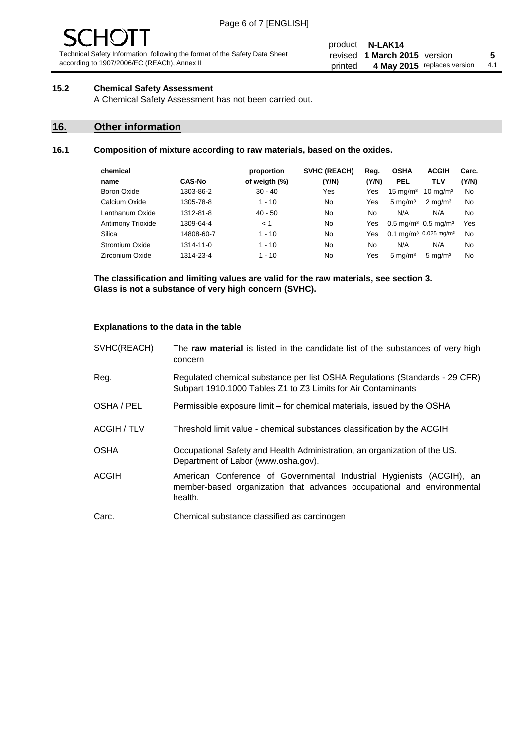### 15.2 Chemical Safety Assessment

A Chemical Safety Assessment has not been carried out.

## 16. Other information

### 16.1 Composition of mixture according to raw materials, based on the oxides.

| chemical name | CAS-No | proportion of weigth (%) | SVHC (REACH) (Y/N) | Reg. (Y/N) | OSHA PEL | ACGIH TLV | Carc. (Y/N) |
|---|---|---|---|---|---|---|---|
| Boron Oxide | 1303-86-2 | 30 - 40 | Yes | Yes | 15 mg/m³ | 10 mg/m³ | No |
| Calcium Oxide | 1305-78-8 | 1 - 10 | No | Yes | 5 mg/m³ | 2 mg/m³ | No |
| Lanthanum Oxide | 1312-81-8 | 40 - 50 | No | No | N/A | N/A | No |
| Antimony Trioxide | 1309-64-4 | < 1 | No | Yes | 0.5 mg/m³ | 0.5 mg/m³ | Yes |
| Silica | 14808-60-7 | 1 - 10 | No | Yes | 0.1 mg/m³ | 0.025 mg/m³ | No |
| Strontium Oxide | 1314-11-0 | 1 - 10 | No | No | N/A | N/A | No |
| Zirconium Oxide | 1314-23-4 | 1 - 10 | No | Yes | 5 mg/m³ | 5 mg/m³ | No |

**The classification and limiting values are valid for the raw materials, see section 3.**
**Glass is not a substance of very high concern (SVHC).**

**Explanations to the data in the table**

| | |
|---|---|
| SVHC(REACH) | The **raw material** is listed in the candidate list of the substances of very high concern |
| Reg. | Regulated chemical substance per list OSHA Regulations (Standards - 29 CFR) Subpart 1910.1000 Tables Z1 to Z3 Limits for Air Contaminants |
| OSHA / PEL | Permissible exposure limit – for chemical materials, issued by the OSHA |
| ACGIH / TLV | Threshold limit value - chemical substances classification by the ACGIH |
| OSHA | Occupational Safety and Health Administration, an organization of the US. Department of Labor (www.osha.gov). |
| ACGIH | American Conference of Governmental Industrial Hygienists (ACGIH), an member-based organization that advances occupational and environmental health. |
| Carc. | Chemical substance classified as carcinogen |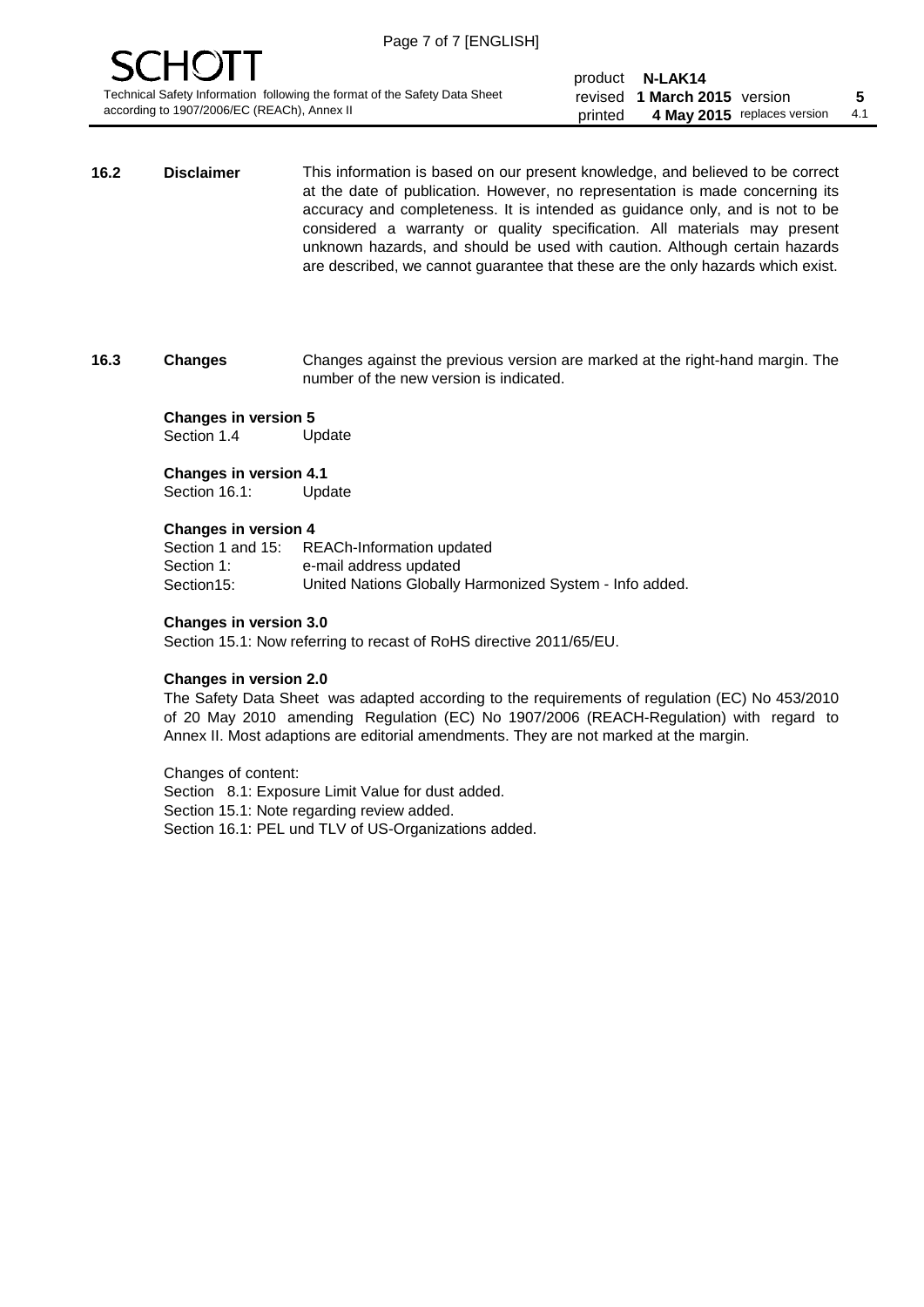**16.2 Disclaimer**

This information is based on our present knowledge, and believed to be correct at the date of publication. However, no representation is made concerning its accuracy and completeness. It is intended as guidance only, and is not to be considered a warranty or quality specification. All materials may present unknown hazards, and should be used with caution. Although certain hazards are described, we cannot guarantee that these are the only hazards which exist.

**16.3 Changes**

Changes against the previous version are marked at the right-hand margin. The number of the new version is indicated.

**Changes in version 5**

Section 1.4 Update

**Changes in version 4.1**

Section 16.1: Update

**Changes in version 4**

| | |
|---|---|
| Section 1 and 15: | REACh-Information updated |
| Section 1: | e-mail address updated |
| Section15: | United Nations Globally Harmonized System - Info added. |

**Changes in version 3.0**

Section 15.1: Now referring to recast of RoHS directive 2011/65/EU.

**Changes in version 2.0**

The Safety Data Sheet was adapted according to the requirements of regulation (EC) No 453/2010 of 20 May 2010 amending Regulation (EC) No 1907/2006 (REACH-Regulation) with regard to Annex II. Most adaptions are editorial amendments. They are not marked at the margin.

Changes of content:
Section 8.1: Exposure Limit Value for dust added.
Section 15.1: Note regarding review added.
Section 16.1: PEL und TLV of US-Organizations added.